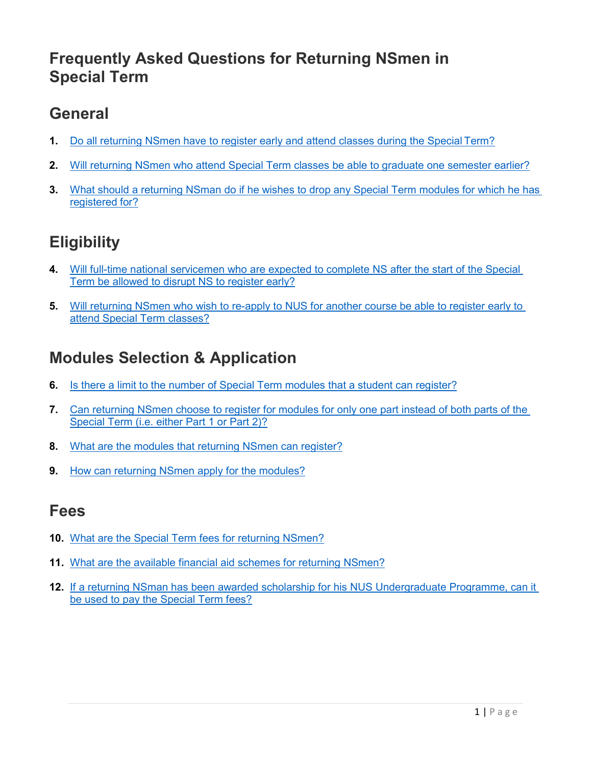# Frequently Asked Questions for Returning NSmen in Special Term

## General

1. Do all returning NSmen have to register early and attend classes during the Special Term?
2. Will returning NSmen who attend Special Term classes be able to graduate one semester earlier?
3. What should a returning NSman do if he wishes to drop any Special Term modules for which he has registered for?

## Eligibility

4. Will full-time national servicemen who are expected to complete NS after the start of the Special Term be allowed to disrupt NS to register early?
5. Will returning NSmen who wish to re-apply to NUS for another course be able to register early to attend Special Term classes?

## Modules Selection & Application

6. Is there a limit to the number of Special Term modules that a student can register?
7. Can returning NSmen choose to register for modules for only one part instead of both parts of the Special Term (i.e. either Part 1 or Part 2)?
8. What are the modules that returning NSmen can register?
9. How can returning NSmen apply for the modules?

## Fees

10. What are the Special Term fees for returning NSmen?
11. What are the available financial aid schemes for returning NSmen?
12. If a returning NSman has been awarded scholarship for his NUS Undergraduate Programme, can it be used to pay the Special Term fees?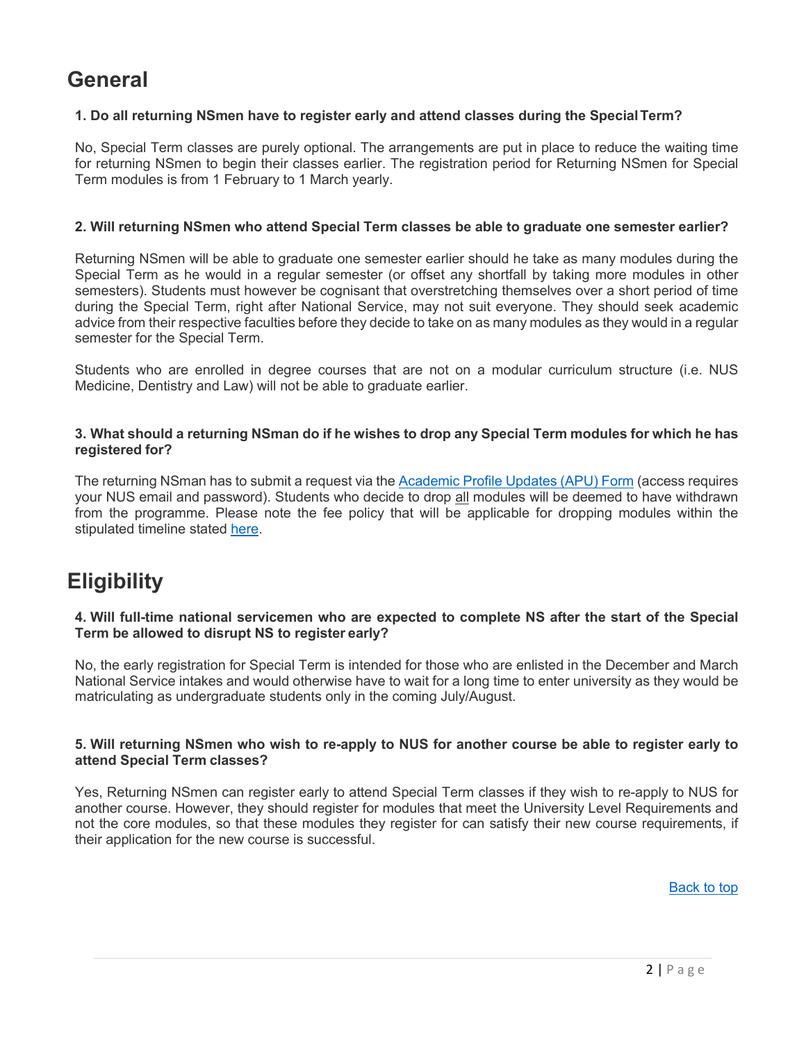# General

**1. Do all returning NSmen have to register early and attend classes during the Special Term?**

No, Special Term classes are purely optional. The arrangements are put in place to reduce the waiting time for returning NSmen to begin their classes earlier. The registration period for Returning NSmen for Special Term modules is from 1 February to 1 March yearly.

**2. Will returning NSmen who attend Special Term classes be able to graduate one semester earlier?**

Returning NSmen will be able to graduate one semester earlier should he take as many modules during the Special Term as he would in a regular semester (or offset any shortfall by taking more modules in other semesters). Students must however be cognisant that overstretching themselves over a short period of time during the Special Term, right after National Service, may not suit everyone. They should seek academic advice from their respective faculties before they decide to take on as many modules as they would in a regular semester for the Special Term.

Students who are enrolled in degree courses that are not on a modular curriculum structure (i.e. NUS Medicine, Dentistry and Law) will not be able to graduate earlier.

**3. What should a returning NSman do if he wishes to drop any Special Term modules for which he has registered for?**

The returning NSman has to submit a request via the Academic Profile Updates (APU) Form (access requires your NUS email and password). Students who decide to drop all modules will be deemed to have withdrawn from the programme. Please note the fee policy that will be applicable for dropping modules within the stipulated timeline stated here.

# Eligibility

**4. Will full-time national servicemen who are expected to complete NS after the start of the Special Term be allowed to disrupt NS to register early?**

No, the early registration for Special Term is intended for those who are enlisted in the December and March National Service intakes and would otherwise have to wait for a long time to enter university as they would be matriculating as undergraduate students only in the coming July/August.

**5. Will returning NSmen who wish to re-apply to NUS for another course be able to register early to attend Special Term classes?**

Yes, Returning NSmen can register early to attend Special Term classes if they wish to re-apply to NUS for another course. However, they should register for modules that meet the University Level Requirements and not the core modules, so that these modules they register for can satisfy their new course requirements, if their application for the new course is successful.

Back to top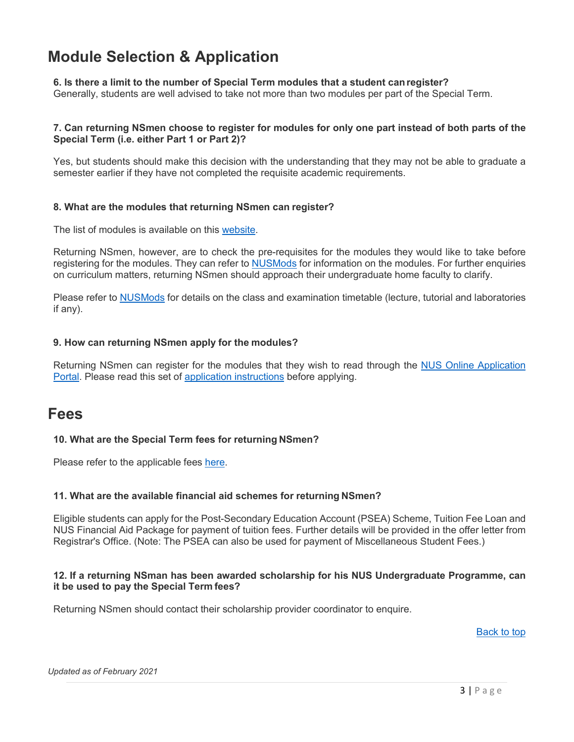# Module Selection & Application

**6. Is there a limit to the number of Special Term modules that a student can register?**
Generally, students are well advised to take not more than two modules per part of the Special Term.

**7. Can returning NSmen choose to register for modules for only one part instead of both parts of the Special Term (i.e. either Part 1 or Part 2)?**

Yes, but students should make this decision with the understanding that they may not be able to graduate a semester earlier if they have not completed the requisite academic requirements.

**8. What are the modules that returning NSmen can register?**

The list of modules is available on this website.

Returning NSmen, however, are to check the pre-requisites for the modules they would like to take before registering for the modules. They can refer to NUSMods for information on the modules. For further enquiries on curriculum matters, returning NSmen should approach their undergraduate home faculty to clarify.

Please refer to NUSMods for details on the class and examination timetable (lecture, tutorial and laboratories if any).

**9. How can returning NSmen apply for the modules?**

Returning NSmen can register for the modules that they wish to read through the NUS Online Application Portal. Please read this set of application instructions before applying.

# Fees

**10. What are the Special Term fees for returning NSmen?**

Please refer to the applicable fees here.

**11. What are the available financial aid schemes for returning NSmen?**

Eligible students can apply for the Post-Secondary Education Account (PSEA) Scheme, Tuition Fee Loan and NUS Financial Aid Package for payment of tuition fees. Further details will be provided in the offer letter from Registrar's Office. (Note: The PSEA can also be used for payment of Miscellaneous Student Fees.)

**12. If a returning NSman has been awarded scholarship for his NUS Undergraduate Programme, can it be used to pay the Special Term fees?**

Returning NSmen should contact their scholarship provider coordinator to enquire.

Back to top

*Updated as of February 2021*